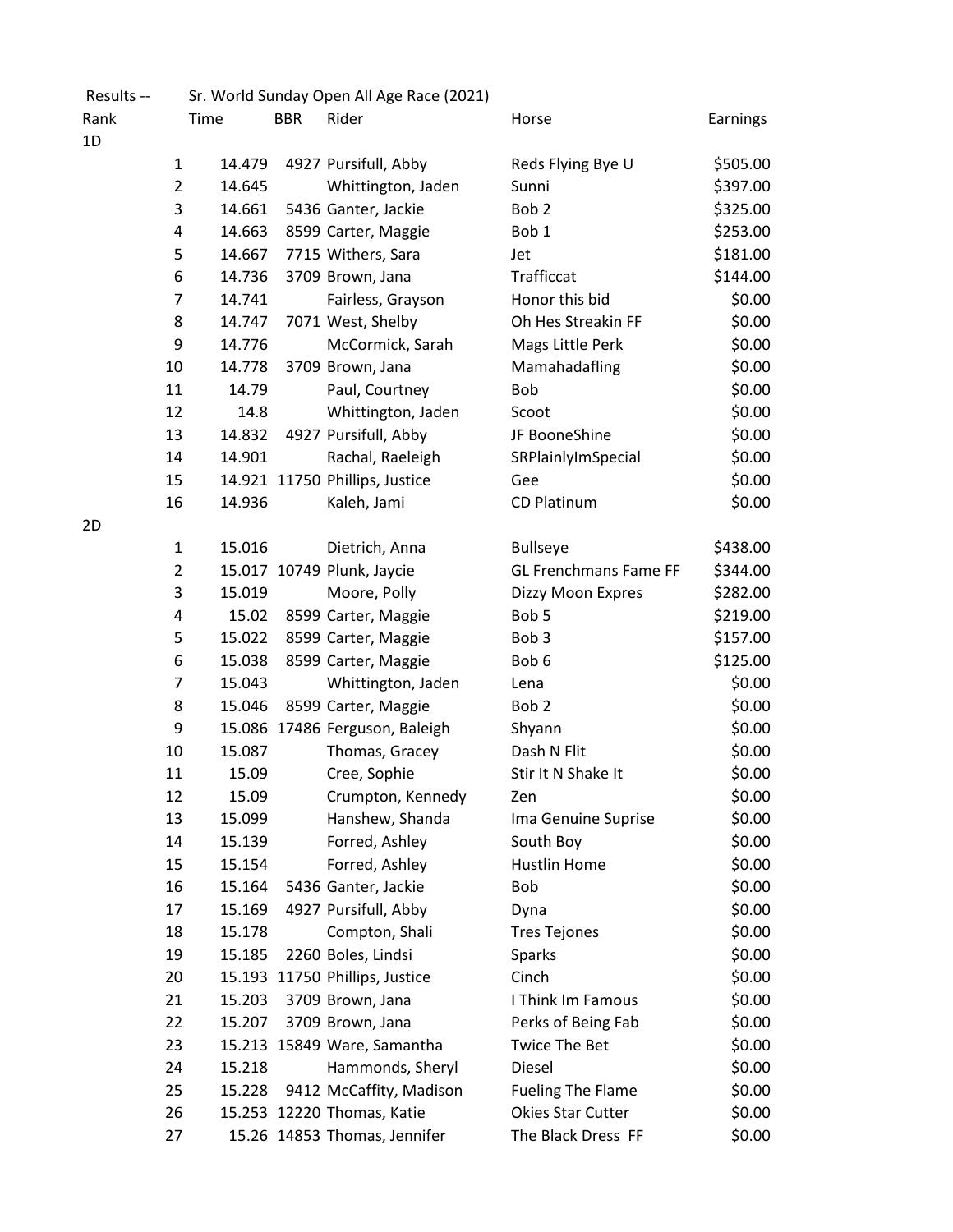Results -- Sr. World Sunday Open All Age Race (2021)

| Rank | | Time | BBR | Rider | Horse | Earnings |
|---|---|---|---|---|---|---|
| 1D | | | | | | |
| | 1 | 14.479 | 4927 | Pursifull, Abby | Reds Flying Bye U | $505.00 |
| | 2 | 14.645 | | Whittington, Jaden | Sunni | $397.00 |
| | 3 | 14.661 | 5436 | Ganter, Jackie | Bob 2 | $325.00 |
| | 4 | 14.663 | 8599 | Carter, Maggie | Bob 1 | $253.00 |
| | 5 | 14.667 | 7715 | Withers, Sara | Jet | $181.00 |
| | 6 | 14.736 | 3709 | Brown, Jana | Trafficcat | $144.00 |
| | 7 | 14.741 | | Fairless, Grayson | Honor this bid | $0.00 |
| | 8 | 14.747 | 7071 | West, Shelby | Oh Hes Streakin FF | $0.00 |
| | 9 | 14.776 | | McCormick, Sarah | Mags Little Perk | $0.00 |
| | 10 | 14.778 | 3709 | Brown, Jana | Mamahadafling | $0.00 |
| | 11 | 14.79 | | Paul, Courtney | Bob | $0.00 |
| | 12 | 14.8 | | Whittington, Jaden | Scoot | $0.00 |
| | 13 | 14.832 | 4927 | Pursifull, Abby | JF BooneShine | $0.00 |
| | 14 | 14.901 | | Rachal, Raeleigh | SRPlainlyImSpecial | $0.00 |
| | 15 | 14.921 | 11750 | Phillips, Justice | Gee | $0.00 |
| | 16 | 14.936 | | Kaleh, Jami | CD Platinum | $0.00 |
| 2D | | | | | | |
| | 1 | 15.016 | | Dietrich, Anna | Bullseye | $438.00 |
| | 2 | 15.017 | 10749 | Plunk, Jaycie | GL Frenchmans Fame FF | $344.00 |
| | 3 | 15.019 | | Moore, Polly | Dizzy Moon Expres | $282.00 |
| | 4 | 15.02 | 8599 | Carter, Maggie | Bob 5 | $219.00 |
| | 5 | 15.022 | 8599 | Carter, Maggie | Bob 3 | $157.00 |
| | 6 | 15.038 | 8599 | Carter, Maggie | Bob 6 | $125.00 |
| | 7 | 15.043 | | Whittington, Jaden | Lena | $0.00 |
| | 8 | 15.046 | 8599 | Carter, Maggie | Bob 2 | $0.00 |
| | 9 | 15.086 | 17486 | Ferguson, Baleigh | Shyann | $0.00 |
| | 10 | 15.087 | | Thomas, Gracey | Dash N Flit | $0.00 |
| | 11 | 15.09 | | Cree, Sophie | Stir It N Shake It | $0.00 |
| | 12 | 15.09 | | Crumpton, Kennedy | Zen | $0.00 |
| | 13 | 15.099 | | Hanshew, Shanda | Ima Genuine Suprise | $0.00 |
| | 14 | 15.139 | | Forred, Ashley | South Boy | $0.00 |
| | 15 | 15.154 | | Forred, Ashley | Hustlin Home | $0.00 |
| | 16 | 15.164 | 5436 | Ganter, Jackie | Bob | $0.00 |
| | 17 | 15.169 | 4927 | Pursifull, Abby | Dyna | $0.00 |
| | 18 | 15.178 | | Compton, Shali | Tres Tejones | $0.00 |
| | 19 | 15.185 | 2260 | Boles, Lindsi | Sparks | $0.00 |
| | 20 | 15.193 | 11750 | Phillips, Justice | Cinch | $0.00 |
| | 21 | 15.203 | 3709 | Brown, Jana | I Think Im Famous | $0.00 |
| | 22 | 15.207 | 3709 | Brown, Jana | Perks of Being Fab | $0.00 |
| | 23 | 15.213 | 15849 | Ware, Samantha | Twice The Bet | $0.00 |
| | 24 | 15.218 | | Hammonds, Sheryl | Diesel | $0.00 |
| | 25 | 15.228 | 9412 | McCaffity, Madison | Fueling The Flame | $0.00 |
| | 26 | 15.253 | 12220 | Thomas, Katie | Okies Star Cutter | $0.00 |
| | 27 | 15.26 | 14853 | Thomas, Jennifer | The Black Dress FF | $0.00 |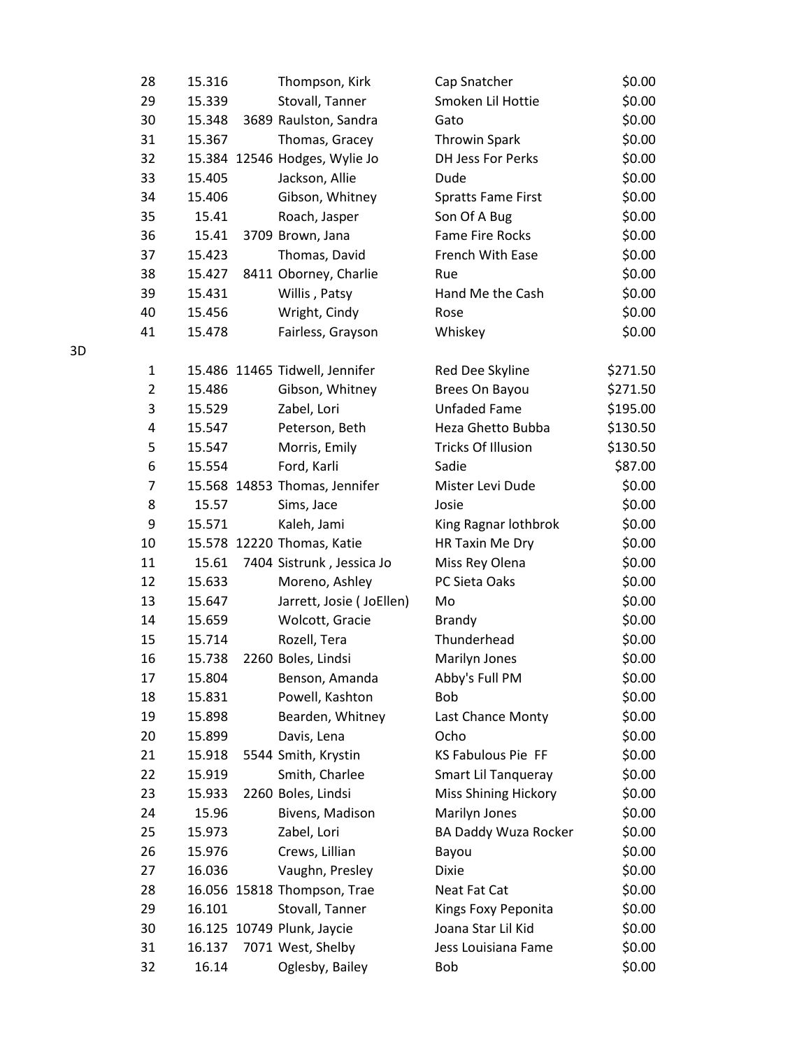| Place | Time | Number | Rider | Horse | Payout |
|---|---|---|---|---|---|
| 28 | 15.316 | | Thompson, Kirk | Cap Snatcher | $0.00 |
| 29 | 15.339 | | Stovall, Tanner | Smoken Lil Hottie | $0.00 |
| 30 | 15.348 | 3689 | Raulston, Sandra | Gato | $0.00 |
| 31 | 15.367 | | Thomas, Gracey | Throwin Spark | $0.00 |
| 32 | 15.384 | 12546 | Hodges, Wylie Jo | DH Jess For Perks | $0.00 |
| 33 | 15.405 | | Jackson, Allie | Dude | $0.00 |
| 34 | 15.406 | | Gibson, Whitney | Spratts Fame First | $0.00 |
| 35 | 15.41 | | Roach, Jasper | Son Of A Bug | $0.00 |
| 36 | 15.41 | 3709 | Brown, Jana | Fame Fire Rocks | $0.00 |
| 37 | 15.423 | | Thomas, David | French With Ease | $0.00 |
| 38 | 15.427 | 8411 | Oborney, Charlie | Rue | $0.00 |
| 39 | 15.431 | | Willis , Patsy | Hand Me the Cash | $0.00 |
| 40 | 15.456 | | Wright, Cindy | Rose | $0.00 |
| 41 | 15.478 | | Fairless, Grayson | Whiskey | $0.00 |

3D

| Place | Time | Number | Rider | Horse | Payout |
|---|---|---|---|---|---|
| 1 | 15.486 | 11465 | Tidwell, Jennifer | Red Dee Skyline | $271.50 |
| 2 | 15.486 | | Gibson, Whitney | Brees On Bayou | $271.50 |
| 3 | 15.529 | | Zabel, Lori | Unfaded Fame | $195.00 |
| 4 | 15.547 | | Peterson, Beth | Heza Ghetto Bubba | $130.50 |
| 5 | 15.547 | | Morris, Emily | Tricks Of Illusion | $130.50 |
| 6 | 15.554 | | Ford, Karli | Sadie | $87.00 |
| 7 | 15.568 | 14853 | Thomas, Jennifer | Mister Levi Dude | $0.00 |
| 8 | 15.57 | | Sims, Jace | Josie | $0.00 |
| 9 | 15.571 | | Kaleh, Jami | King Ragnar lothbrok | $0.00 |
| 10 | 15.578 | 12220 | Thomas, Katie | HR Taxin Me Dry | $0.00 |
| 11 | 15.61 | 7404 | Sistrunk , Jessica Jo | Miss Rey Olena | $0.00 |
| 12 | 15.633 | | Moreno, Ashley | PC Sieta Oaks | $0.00 |
| 13 | 15.647 | | Jarrett, Josie ( JoEllen) | Mo | $0.00 |
| 14 | 15.659 | | Wolcott, Gracie | Brandy | $0.00 |
| 15 | 15.714 | | Rozell, Tera | Thunderhead | $0.00 |
| 16 | 15.738 | 2260 | Boles, Lindsi | Marilyn Jones | $0.00 |
| 17 | 15.804 | | Benson, Amanda | Abby's Full PM | $0.00 |
| 18 | 15.831 | | Powell, Kashton | Bob | $0.00 |
| 19 | 15.898 | | Bearden, Whitney | Last Chance Monty | $0.00 |
| 20 | 15.899 | | Davis, Lena | Ocho | $0.00 |
| 21 | 15.918 | 5544 | Smith, Krystin | KS Fabulous Pie FF | $0.00 |
| 22 | 15.919 | | Smith, Charlee | Smart Lil Tanqueray | $0.00 |
| 23 | 15.933 | 2260 | Boles, Lindsi | Miss Shining Hickory | $0.00 |
| 24 | 15.96 | | Bivens, Madison | Marilyn Jones | $0.00 |
| 25 | 15.973 | | Zabel, Lori | BA Daddy Wuza Rocker | $0.00 |
| 26 | 15.976 | | Crews, Lillian | Bayou | $0.00 |
| 27 | 16.036 | | Vaughn, Presley | Dixie | $0.00 |
| 28 | 16.056 | 15818 | Thompson, Trae | Neat Fat Cat | $0.00 |
| 29 | 16.101 | | Stovall, Tanner | Kings Foxy Peponita | $0.00 |
| 30 | 16.125 | 10749 | Plunk, Jaycie | Joana Star Lil Kid | $0.00 |
| 31 | 16.137 | 7071 | West, Shelby | Jess Louisiana Fame | $0.00 |
| 32 | 16.14 | | Oglesby, Bailey | Bob | $0.00 |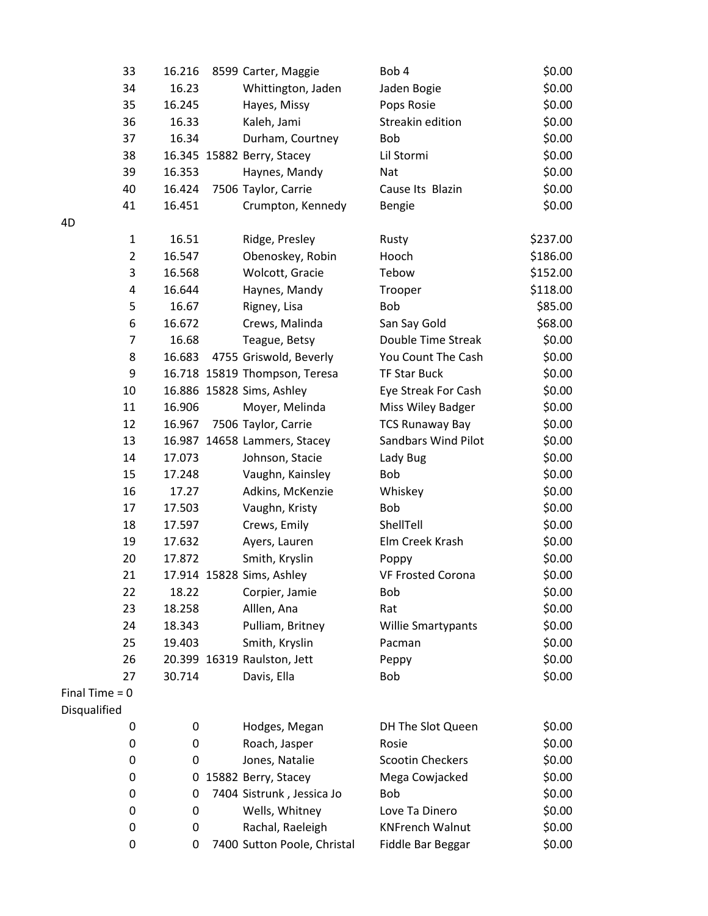| | | | | | |
|---|---|---|---|---|---|
| 33 | 16.216 | 8599 | Carter, Maggie | Bob 4 | $0.00 |
| 34 | 16.23 | | Whittington, Jaden | Jaden Bogie | $0.00 |
| 35 | 16.245 | | Hayes, Missy | Pops Rosie | $0.00 |
| 36 | 16.33 | | Kaleh, Jami | Streakin edition | $0.00 |
| 37 | 16.34 | | Durham, Courtney | Bob | $0.00 |
| 38 | 16.345 | 15882 | Berry, Stacey | Lil Stormi | $0.00 |
| 39 | 16.353 | | Haynes, Mandy | Nat | $0.00 |
| 40 | 16.424 | 7506 | Taylor, Carrie | Cause Its Blazin | $0.00 |
| 41 | 16.451 | | Crumpton, Kennedy | Bengie | $0.00 |

4D

| | | | | | |
|---|---|---|---|---|---|
| 1 | 16.51 | | Ridge, Presley | Rusty | $237.00 |
| 2 | 16.547 | | Obenoskey, Robin | Hooch | $186.00 |
| 3 | 16.568 | | Wolcott, Gracie | Tebow | $152.00 |
| 4 | 16.644 | | Haynes, Mandy | Trooper | $118.00 |
| 5 | 16.67 | | Rigney, Lisa | Bob | $85.00 |
| 6 | 16.672 | | Crews, Malinda | San Say Gold | $68.00 |
| 7 | 16.68 | | Teague, Betsy | Double Time Streak | $0.00 |
| 8 | 16.683 | 4755 | Griswold, Beverly | You Count The Cash | $0.00 |
| 9 | 16.718 | 15819 | Thompson, Teresa | TF Star Buck | $0.00 |
| 10 | 16.886 | 15828 | Sims, Ashley | Eye Streak For Cash | $0.00 |
| 11 | 16.906 | | Moyer, Melinda | Miss Wiley Badger | $0.00 |
| 12 | 16.967 | 7506 | Taylor, Carrie | TCS Runaway Bay | $0.00 |
| 13 | 16.987 | 14658 | Lammers, Stacey | Sandbars Wind Pilot | $0.00 |
| 14 | 17.073 | | Johnson, Stacie | Lady Bug | $0.00 |
| 15 | 17.248 | | Vaughn, Kainsley | Bob | $0.00 |
| 16 | 17.27 | | Adkins, McKenzie | Whiskey | $0.00 |
| 17 | 17.503 | | Vaughn, Kristy | Bob | $0.00 |
| 18 | 17.597 | | Crews, Emily | ShellTell | $0.00 |
| 19 | 17.632 | | Ayers, Lauren | Elm Creek Krash | $0.00 |
| 20 | 17.872 | | Smith, Kryslin | Poppy | $0.00 |
| 21 | 17.914 | 15828 | Sims, Ashley | VF Frosted Corona | $0.00 |
| 22 | 18.22 | | Corpier, Jamie | Bob | $0.00 |
| 23 | 18.258 | | Alllen, Ana | Rat | $0.00 |
| 24 | 18.343 | | Pulliam, Britney | Willie Smartypants | $0.00 |
| 25 | 19.403 | | Smith, Kryslin | Pacman | $0.00 |
| 26 | 20.399 | 16319 | Raulston, Jett | Peppy | $0.00 |
| 27 | 30.714 | | Davis, Ella | Bob | $0.00 |

Final Time = 0

Disqualified

| | | | | | |
|---|---|---|---|---|---|
| 0 | 0 | | Hodges, Megan | DH The Slot Queen | $0.00 |
| 0 | 0 | | Roach, Jasper | Rosie | $0.00 |
| 0 | 0 | | Jones, Natalie | Scootin Checkers | $0.00 |
| 0 | 0 | 15882 | Berry, Stacey | Mega Cowjacked | $0.00 |
| 0 | 0 | 7404 | Sistrunk , Jessica Jo | Bob | $0.00 |
| 0 | 0 | | Wells, Whitney | Love Ta Dinero | $0.00 |
| 0 | 0 | | Rachal, Raeleigh | KNFrench Walnut | $0.00 |
| 0 | 0 | 7400 | Sutton Poole, Christal | Fiddle Bar Beggar | $0.00 |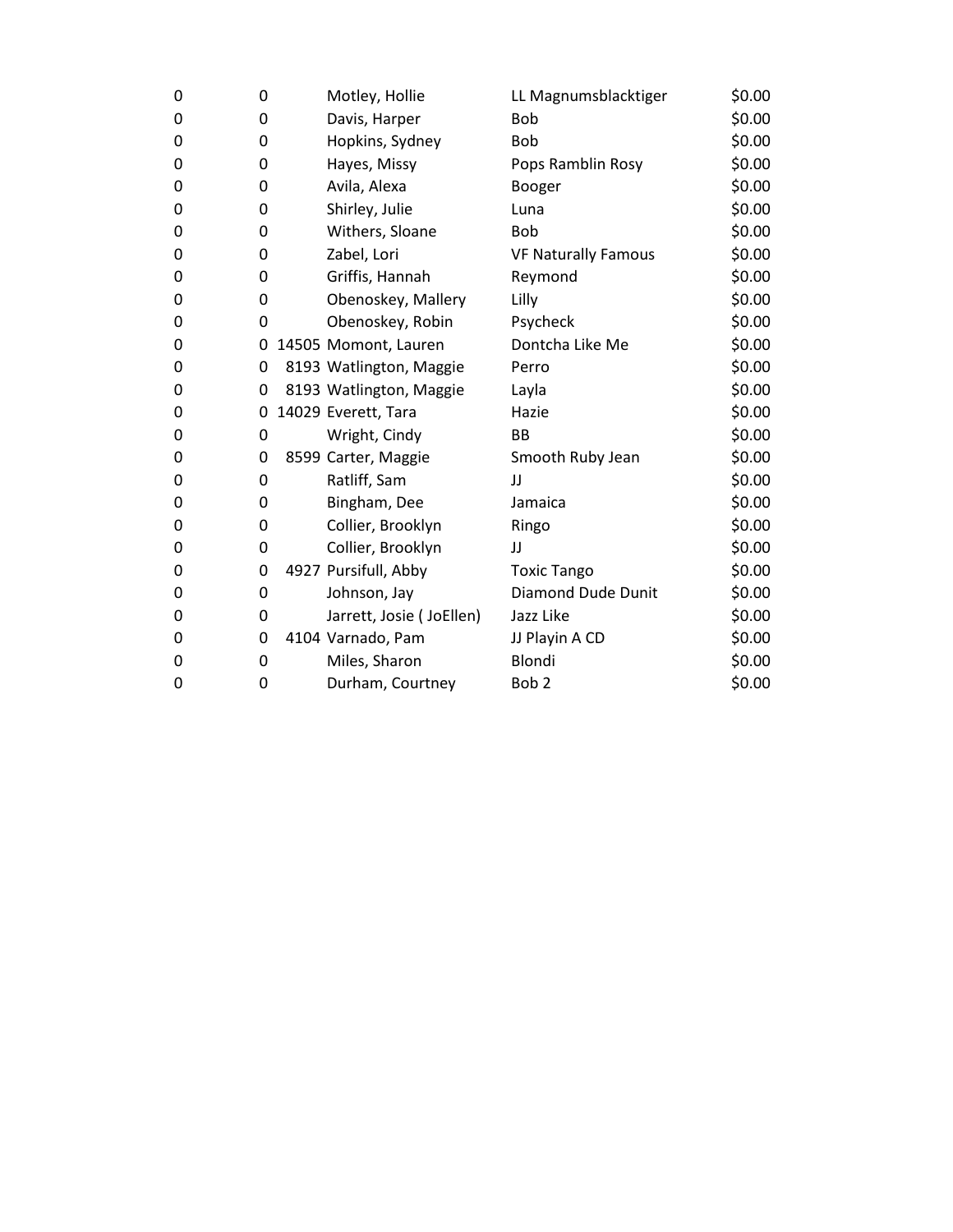| | | | | | |
|---|---|---|---|---|---|
| 0 | 0 | | Motley, Hollie | LL Magnumsblacktiger | $0.00 |
| 0 | 0 | | Davis, Harper | Bob | $0.00 |
| 0 | 0 | | Hopkins, Sydney | Bob | $0.00 |
| 0 | 0 | | Hayes, Missy | Pops Ramblin Rosy | $0.00 |
| 0 | 0 | | Avila, Alexa | Booger | $0.00 |
| 0 | 0 | | Shirley, Julie | Luna | $0.00 |
| 0 | 0 | | Withers, Sloane | Bob | $0.00 |
| 0 | 0 | | Zabel, Lori | VF Naturally Famous | $0.00 |
| 0 | 0 | | Griffis, Hannah | Reymond | $0.00 |
| 0 | 0 | | Obenoskey, Mallery | Lilly | $0.00 |
| 0 | 0 | | Obenoskey, Robin | Psycheck | $0.00 |
| 0 | 0 | 14505 | Momont, Lauren | Dontcha Like Me | $0.00 |
| 0 | 0 | 8193 | Watlington, Maggie | Perro | $0.00 |
| 0 | 0 | 8193 | Watlington, Maggie | Layla | $0.00 |
| 0 | 0 | 14029 | Everett, Tara | Hazie | $0.00 |
| 0 | 0 | | Wright, Cindy | BB | $0.00 |
| 0 | 0 | 8599 | Carter, Maggie | Smooth Ruby Jean | $0.00 |
| 0 | 0 | | Ratliff, Sam | JJ | $0.00 |
| 0 | 0 | | Bingham, Dee | Jamaica | $0.00 |
| 0 | 0 | | Collier, Brooklyn | Ringo | $0.00 |
| 0 | 0 | | Collier, Brooklyn | JJ | $0.00 |
| 0 | 0 | 4927 | Pursifull, Abby | Toxic Tango | $0.00 |
| 0 | 0 | | Johnson, Jay | Diamond Dude Dunit | $0.00 |
| 0 | 0 | | Jarrett, Josie ( JoEllen) | Jazz Like | $0.00 |
| 0 | 0 | 4104 | Varnado, Pam | JJ Playin A CD | $0.00 |
| 0 | 0 | | Miles, Sharon | Blondi | $0.00 |
| 0 | 0 | | Durham, Courtney | Bob 2 | $0.00 |